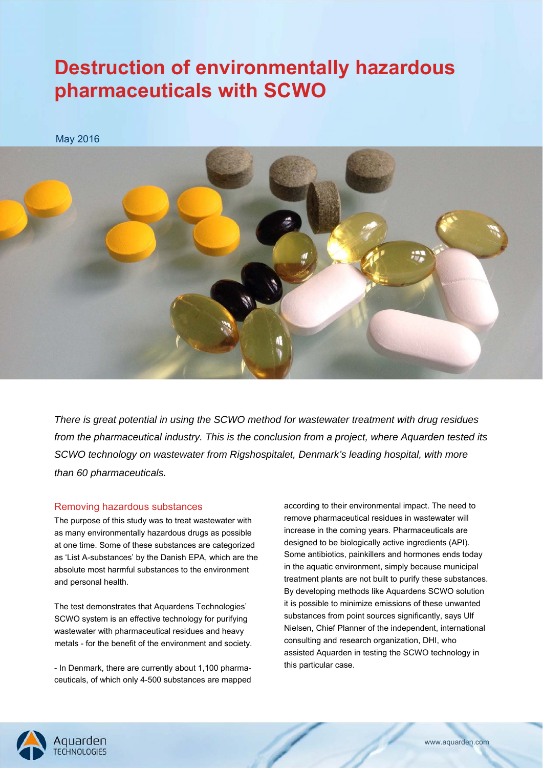# Destruction of environmentally hazardous pharmaceuticals with SCWO

May 2016

*There is great potential in using the SCWO method for wastewater treatment with drug residues from the pharmaceutical industry. This is the conclusion from a project, where Aquarden tested its SCWO technology on wastewater from Rigshospitalet, Denmark's leading hospital, with more than 60 pharmaceuticals.*

## Removing hazardous substances

The purpose of this study was to treat wastewater with as many environmentally hazardous drugs as possible at one time. Some of these substances are categorized as 'List A-substances' by the Danish EPA, which are the absolute most harmful substances to the environment and personal health.

The test demonstrates that Aquardens Technologies' SCWO system is an effective technology for purifying wastewater with pharmaceutical residues and heavy metals - for the benefit of the environment and society.

- In Denmark, there are currently about 1,100 pharmaceuticals, of which only 4-500 substances are mapped according to their environmental impact. The need to remove pharmaceutical residues in wastewater will increase in the coming years. Pharmaceuticals are designed to be biologically active ingredients (API). Some antibiotics, painkillers and hormones ends today in the aquatic environment, simply because municipal treatment plants are not built to purify these substances. By developing methods like Aquardens SCWO solution it is possible to minimize emissions of these unwanted substances from point sources significantly, says Ulf Nielsen, Chief Planner of the independent, international consulting and research organization, DHI, who assisted Aquarden in testing the SCWO technology in this particular case.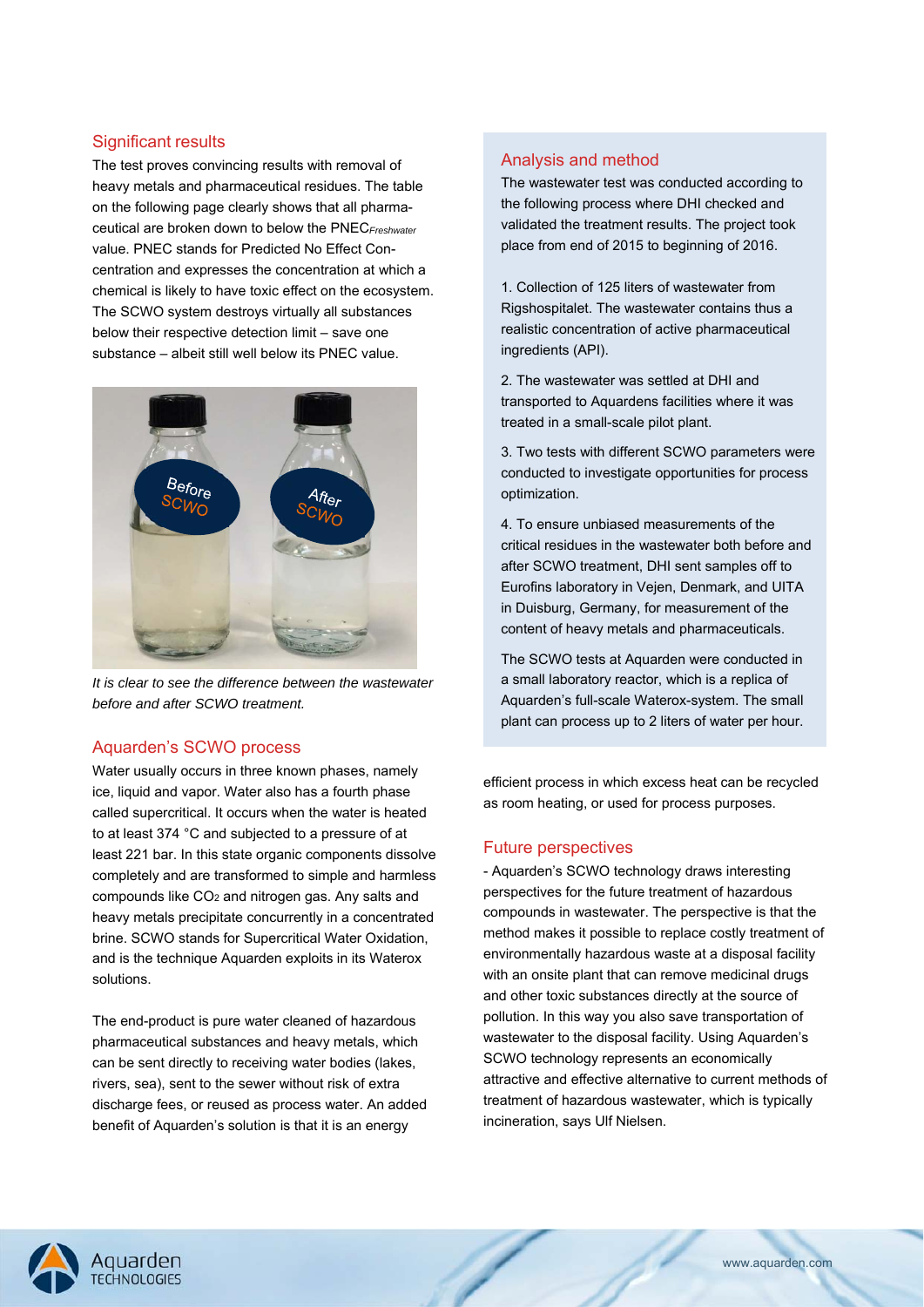## Significant results

The test proves convincing results with removal of heavy metals and pharmaceutical residues. The table on the following page clearly shows that all pharmaceutical are broken down to below the $PNEC_{Freshwater}$ value. PNEC stands for Predicted No Effect Concentration and expresses the concentration at which a chemical is likely to have toxic effect on the ecosystem. The SCWO system destroys virtually all substances below their respective detection limit – save one substance – albeit still well below its PNEC value.

*It is clear to see the difference between the wastewater before and after SCWO treatment.*

## Aquarden's SCWO process

Water usually occurs in three known phases, namely ice, liquid and vapor. Water also has a fourth phase called supercritical. It occurs when the water is heated to at least 374 °C and subjected to a pressure of at least 221 bar. In this state organic components dissolve completely and are transformed to simple and harmless compounds like $CO_2$ and nitrogen gas. Any salts and heavy metals precipitate concurrently in a concentrated brine. SCWO stands for Supercritical Water Oxidation, and is the technique Aquarden exploits in its Waterox solutions.

The end-product is pure water cleaned of hazardous pharmaceutical substances and heavy metals, which can be sent directly to receiving water bodies (lakes, rivers, sea), sent to the sewer without risk of extra discharge fees, or reused as process water. An added benefit of Aquarden's solution is that it is an energy efficient process in which excess heat can be recycled as room heating, or used for process purposes.

## Analysis and method

The wastewater test was conducted according to the following process where DHI checked and validated the treatment results. The project took place from end of 2015 to beginning of 2016.

1. Collection of 125 liters of wastewater from Rigshospitalet. The wastewater contains thus a realistic concentration of active pharmaceutical ingredients (API).
2. The wastewater was settled at DHI and transported to Aquardens facilities where it was treated in a small-scale pilot plant.
3. Two tests with different SCWO parameters were conducted to investigate opportunities for process optimization.
4. To ensure unbiased measurements of the critical residues in the wastewater both before and after SCWO treatment, DHI sent samples off to Eurofins laboratory in Vejen, Denmark, and UITA in Duisburg, Germany, for measurement of the content of heavy metals and pharmaceuticals.

The SCWO tests at Aquarden were conducted in a small laboratory reactor, which is a replica of Aquarden's full-scale Waterox-system. The small plant can process up to 2 liters of water per hour.

## Future perspectives

- Aquarden's SCWO technology draws interesting perspectives for the future treatment of hazardous compounds in wastewater. The perspective is that the method makes it possible to replace costly treatment of environmentally hazardous waste at a disposal facility with an onsite plant that can remove medicinal drugs and other toxic substances directly at the source of pollution. In this way you also save transportation of wastewater to the disposal facility. Using Aquarden's SCWO technology represents an economically attractive and effective alternative to current methods of treatment of hazardous wastewater, which is typically incineration, says Ulf Nielsen.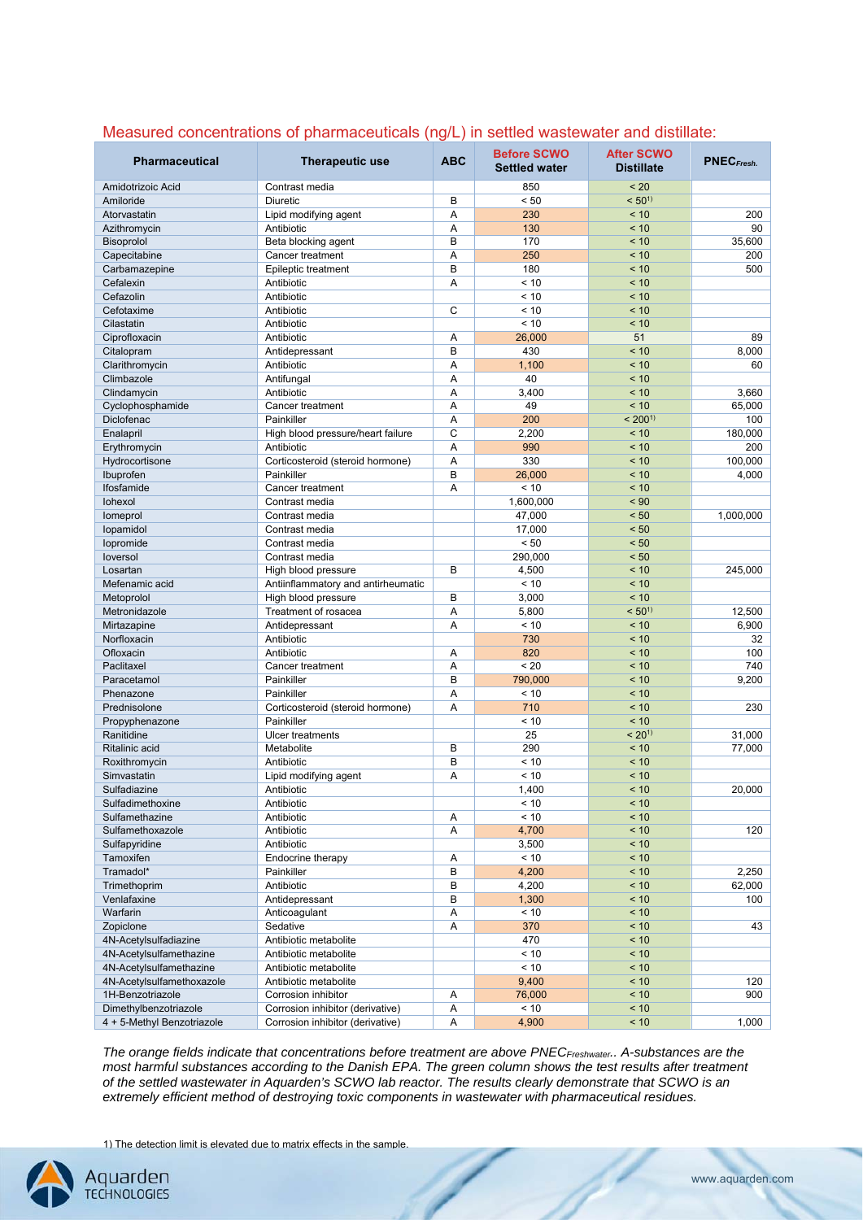## Measured concentrations of pharmaceuticals (ng/L) in settled wastewater and distillate:

| Pharmaceutical | Therapeutic use | ABC | Before SCWO Settled water | After SCWO Distillate | $PNEC_{Fresh.}$ |
|---|---|---|---|---|---|
| Amidotrizoic Acid | Contrast media | | 850 | < 20 | |
| Amiloride | Diuretic | B | < 50 | < 50[1] | |
| Atorvastatin | Lipid modifying agent | A | 230 | < 10 | 200 |
| Azithromycin | Antibiotic | A | 130 | < 10 | 90 |
| Bisoprolol | Beta blocking agent | B | 170 | < 10 | 35,600 |
| Capecitabine | Cancer treatment | A | 250 | < 10 | 200 |
| Carbamazepine | Epileptic treatment | B | 180 | < 10 | 500 |
| Cefalexin | Antibiotic | A | < 10 | < 10 | |
| Cefazolin | Antibiotic | | < 10 | < 10 | |
| Cefotaxime | Antibiotic | C | < 10 | < 10 | |
| Cilastatin | Antibiotic | | < 10 | < 10 | |
| Ciprofloxacin | Antibiotic | A | 26,000 | 51 | 89 |
| Citalopram | Antidepressant | B | 430 | < 10 | 8,000 |
| Clarithromycin | Antibiotic | A | 1,100 | < 10 | 60 |
| Climbazole | Antifungal | A | 40 | < 10 | |
| Clindamycin | Antibiotic | A | 3,400 | < 10 | 3,660 |
| Cyclophosphamide | Cancer treatment | A | 49 | < 10 | 65,000 |
| Diclofenac | Painkiller | A | 200 | < 200[1] | 100 |
| Enalapril | High blood pressure/heart failure | C | 2,200 | < 10 | 180,000 |
| Erythromycin | Antibiotic | A | 990 | < 10 | 200 |
| Hydrocortisone | Corticosteroid (steroid hormone) | A | 330 | < 10 | 100,000 |
| Ibuprofen | Painkiller | B | 26,000 | < 10 | 4,000 |
| Ifosfamide | Cancer treatment | A | < 10 | < 10 | |
| Iohexol | Contrast media | | 1,600,000 | < 90 | |
| Iomeprol | Contrast media | | 47,000 | < 50 | 1,000,000 |
| Iopamidol | Contrast media | | 17,000 | < 50 | |
| Iopromide | Contrast media | | < 50 | < 50 | |
| Ioversol | Contrast media | | 290,000 | < 50 | |
| Losartan | High blood pressure | B | 4,500 | < 10 | 245,000 |
| Mefenamic acid | Antiinflammatory and antirheumatic | | < 10 | < 10 | |
| Metoprolol | High blood pressure | B | 3,000 | < 10 | |
| Metronidazole | Treatment of rosacea | A | 5,800 | < 50[1] | 12,500 |
| Mirtazapine | Antidepressant | A | < 10 | < 10 | 6,900 |
| Norfloxacin | Antibiotic | | 730 | < 10 | 32 |
| Ofloxacin | Antibiotic | A | 820 | < 10 | 100 |
| Paclitaxel | Cancer treatment | A | < 20 | < 10 | 740 |
| Paracetamol | Painkiller | B | 790,000 | < 10 | 9,200 |
| Phenazone | Painkiller | A | < 10 | < 10 | |
| Prednisolone | Corticosteroid (steroid hormone) | A | 710 | < 10 | 230 |
| Propyphenazone | Painkiller | | < 10 | < 10 | |
| Ranitidine | Ulcer treatments | | 25 | < 20[1] | 31,000 |
| Ritalinic acid | Metabolite | B | 290 | < 10 | 77,000 |
| Roxithromycin | Antibiotic | B | < 10 | < 10 | |
| Simvastatin | Lipid modifying agent | A | < 10 | < 10 | |
| Sulfadiazine | Antibiotic | | 1,400 | < 10 | 20,000 |
| Sulfadimethoxine | Antibiotic | | < 10 | < 10 | |
| Sulfamethazine | Antibiotic | A | < 10 | < 10 | |
| Sulfamethoxazole | Antibiotic | A | 4,700 | < 10 | 120 |
| Sulfapyridine | Antibiotic | | 3,500 | < 10 | |
| Tamoxifen | Endocrine therapy | A | < 10 | < 10 | |
| Tramadol* | Painkiller | B | 4,200 | < 10 | 2,250 |
| Trimethoprim | Antibiotic | B | 4,200 | < 10 | 62,000 |
| Venlafaxine | Antidepressant | B | 1,300 | < 10 | 100 |
| Warfarin | Anticoagulant | A | < 10 | < 10 | |
| Zopiclone | Sedative | A | 370 | < 10 | 43 |
| 4N-Acetylsulfadiazine | Antibiotic metabolite | | 470 | < 10 | |
| 4N-Acetylsulfamethazine | Antibiotic metabolite | | < 10 | < 10 | |
| 4N-Acetylsulfamethazine | Antibiotic metabolite | | < 10 | < 10 | |
| 4N-Acetylsulfamethoxazole | Antibiotic metabolite | | 9,400 | < 10 | 120 |
| 1H-Benzotriazole | Corrosion inhibitor | A | 76,000 | < 10 | 900 |
| Dimethylbenzotriazole | Corrosion inhibitor (derivative) | A | < 10 | < 10 | |
| 4 + 5-Methyl Benzotriazole | Corrosion inhibitor (derivative) | A | 4,900 | < 10 | 1,000 |

*The orange fields indicate that concentrations before treatment are above $PNEC_{Freshwater}$.. A-substances are the most harmful substances according to the Danish EPA. The green column shows the test results after treatment of the settled wastewater in Aquarden's SCWO lab reactor. The results clearly demonstrate that SCWO is an extremely efficient method of destroying toxic components in wastewater with pharmaceutical residues.*

1) The detection limit is elevated due to matrix effects in the sample.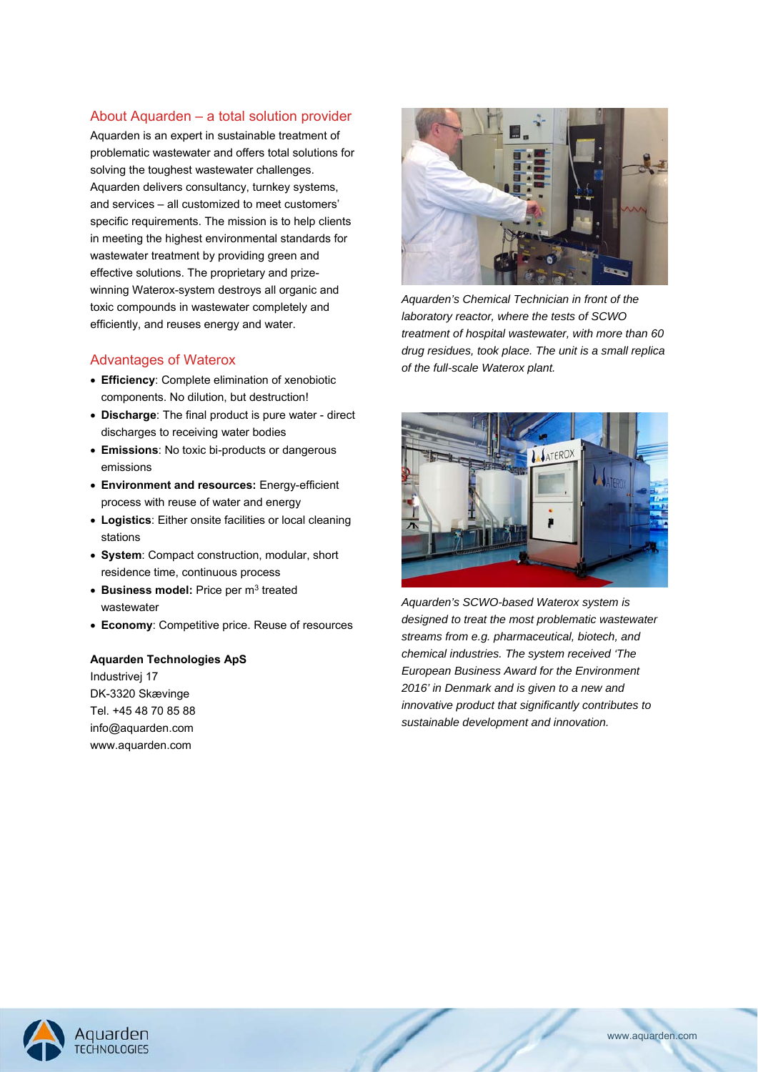## About Aquarden – a total solution provider

Aquarden is an expert in sustainable treatment of problematic wastewater and offers total solutions for solving the toughest wastewater challenges. Aquarden delivers consultancy, turnkey systems, and services – all customized to meet customers' specific requirements. The mission is to help clients in meeting the highest environmental standards for wastewater treatment by providing green and effective solutions. The proprietary and prize-winning Waterox-system destroys all organic and toxic compounds in wastewater completely and efficiently, and reuses energy and water.

## Advantages of Waterox

- **Efficiency**: Complete elimination of xenobiotic components. No dilution, but destruction!
- **Discharge**: The final product is pure water - direct discharges to receiving water bodies
- **Emissions**: No toxic bi-products or dangerous emissions
- **Environment and resources:** Energy-efficient process with reuse of water and energy
- **Logistics**: Either onsite facilities or local cleaning stations
- **System**: Compact construction, modular, short residence time, continuous process
- **Business model:** Price per $m^3$ treated wastewater
- **Economy**: Competitive price. Reuse of resources

**Aquarden Technologies ApS**
Industrivej 17
DK-3320 Skævinge
Tel. +45 48 70 85 88
info@aquarden.com
www.aquarden.com

*Aquarden's Chemical Technician in front of the laboratory reactor, where the tests of SCWO treatment of hospital wastewater, with more than 60 drug residues, took place. The unit is a small replica of the full-scale Waterox plant.*

*Aquarden's SCWO-based Waterox system is designed to treat the most problematic wastewater streams from e.g. pharmaceutical, biotech, and chemical industries. The system received 'The European Business Award for the Environment 2016' in Denmark and is given to a new and innovative product that significantly contributes to sustainable development and innovation.*